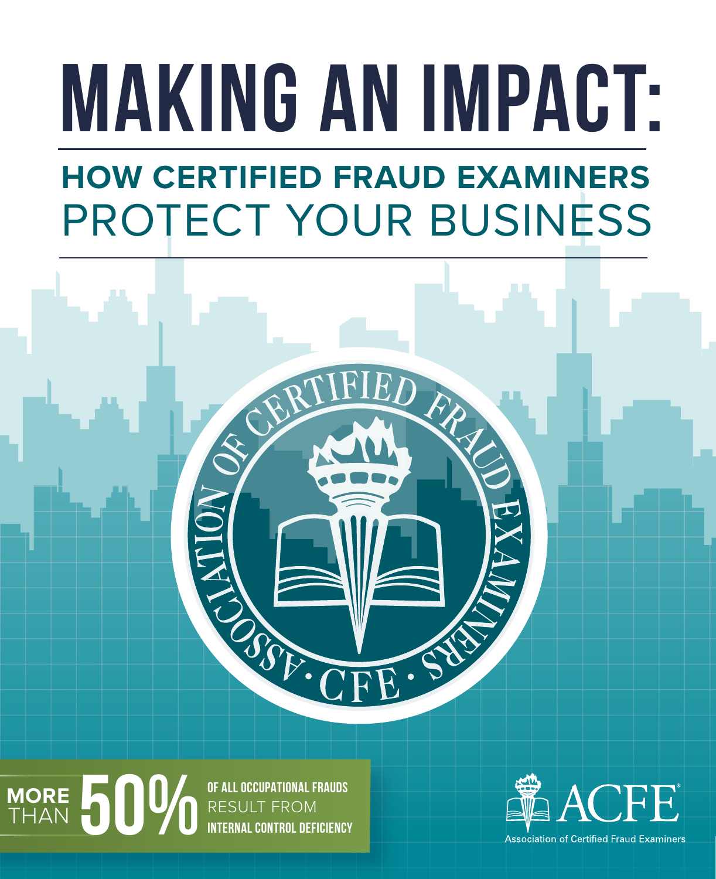# MAKING AN IMPACT:

## HOW CERTIFIED FRAUD EXAMINERS PROTECT YOUR BUSINESS

ASSOCIATION OF CERTIFIED FRAUD EXAMINERS · CFE ·

**MORE THAN 50%** OF ALL OCCUPATIONAL FRAUDS RESULT FROM **INTERNAL CONTROL DEFICIENCY**

ACFE®

Association of Certified Fraud Examiners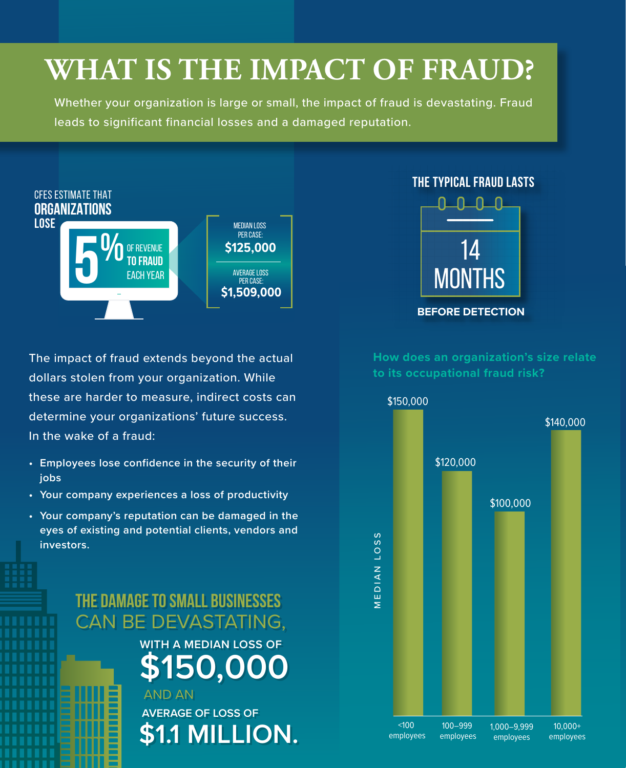# WHAT IS THE IMPACT OF FRAUD?

Whether your organization is large or small, the impact of fraud is devastating. Fraud leads to significant financial losses and a damaged reputation.

CFES ESTIMATE THAT **ORGANIZATIONS LOSE**

**5%** OF REVENUE **TO FRAUD** EACH YEAR

MEDIAN LOSS PER CASE: **$125,000**

AVERAGE LOSS PER CASE: **$1,509,000**

**THE TYPICAL FRAUD LASTS**

**14 MONTHS**

**BEFORE DETECTION**

The impact of fraud extends beyond the actual dollars stolen from your organization. While these are harder to measure, indirect costs can determine your organizations' future success. In the wake of a fraud:

- Employees lose confidence in the security of their jobs
- Your company experiences a loss of productivity
- Your company's reputation can be damaged in the eyes of existing and potential clients, vendors and investors.

**THE DAMAGE TO SMALL BUSINESSES CAN BE DEVASTATING,**

WITH A MEDIAN LOSS OF

**$150,000**

AND AN

AVERAGE OF LOSS OF

**$1.1 MILLION.**

**How does an organization's size relate to its occupational fraud risk?**

| Organization size | Median loss |
|---|---|
| <100 employees | $150,000 |
| 100–999 employees | $120,000 |
| 1,000–9,999 employees | $100,000 |
| 10,000+ employees | $140,000 |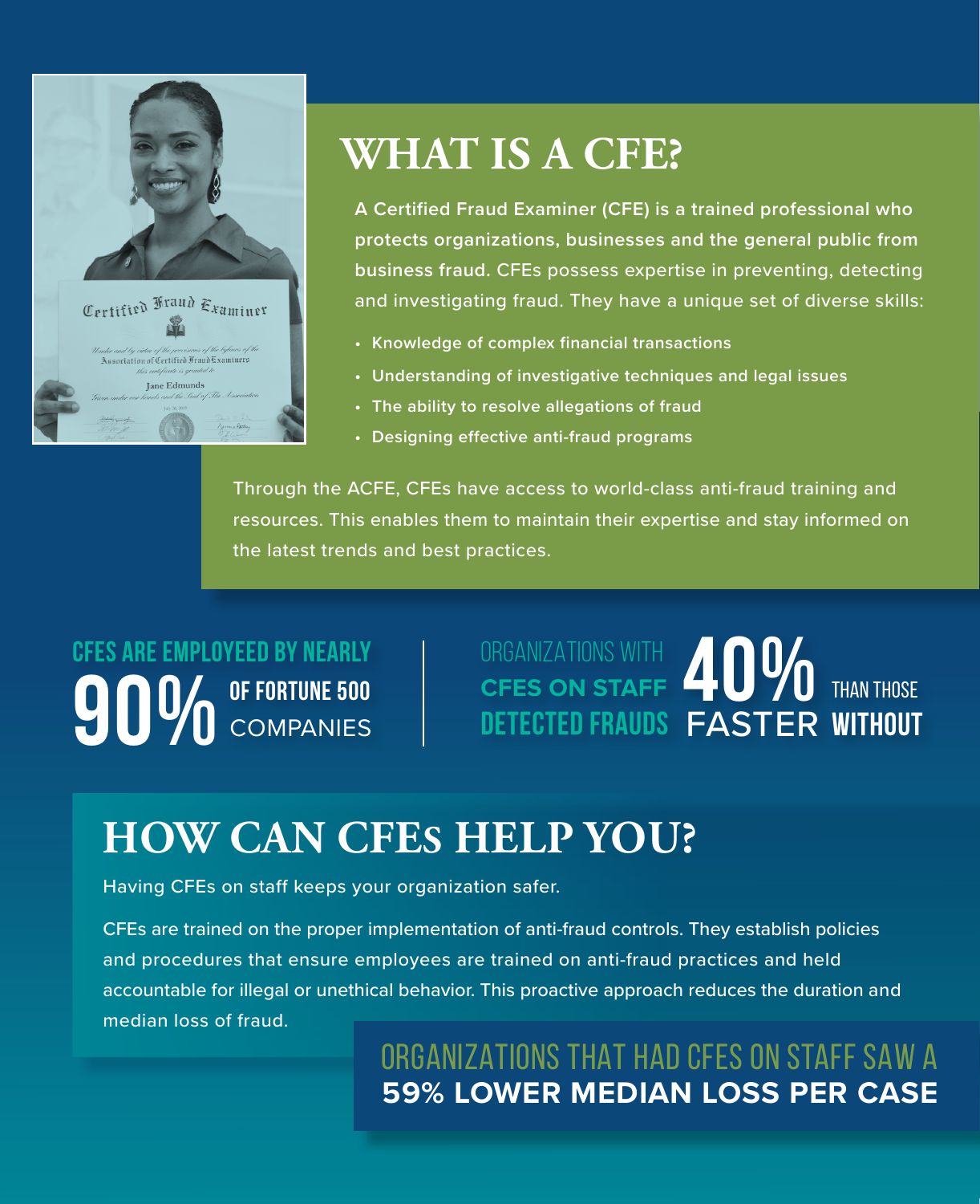## WHAT IS A CFE?

A Certified Fraud Examiner (CFE) is a trained professional who protects organizations, businesses and the general public from business fraud. CFEs possess expertise in preventing, detecting and investigating fraud. They have a unique set of diverse skills:

- Knowledge of complex financial transactions
- Understanding of investigative techniques and legal issues
- The ability to resolve allegations of fraud
- Designing effective anti-fraud programs

Through the ACFE, CFEs have access to world-class anti-fraud training and resources. This enables them to maintain their expertise and stay informed on the latest trends and best practices.

**CFES ARE EMPLOYEED BY NEARLY 90% OF FORTUNE 500 COMPANIES**

**ORGANIZATIONS WITH CFES ON STAFF DETECTED FRAUDS 40% FASTER THAN THOSE WITHOUT**

## HOW CAN CFEs HELP YOU?

Having CFEs on staff keeps your organization safer.

CFEs are trained on the proper implementation of anti-fraud controls. They establish policies and procedures that ensure employees are trained on anti-fraud practices and held accountable for illegal or unethical behavior. This proactive approach reduces the duration and median loss of fraud.

ORGANIZATIONS THAT HAD CFES ON STAFF SAW A **59% LOWER MEDIAN LOSS PER CASE**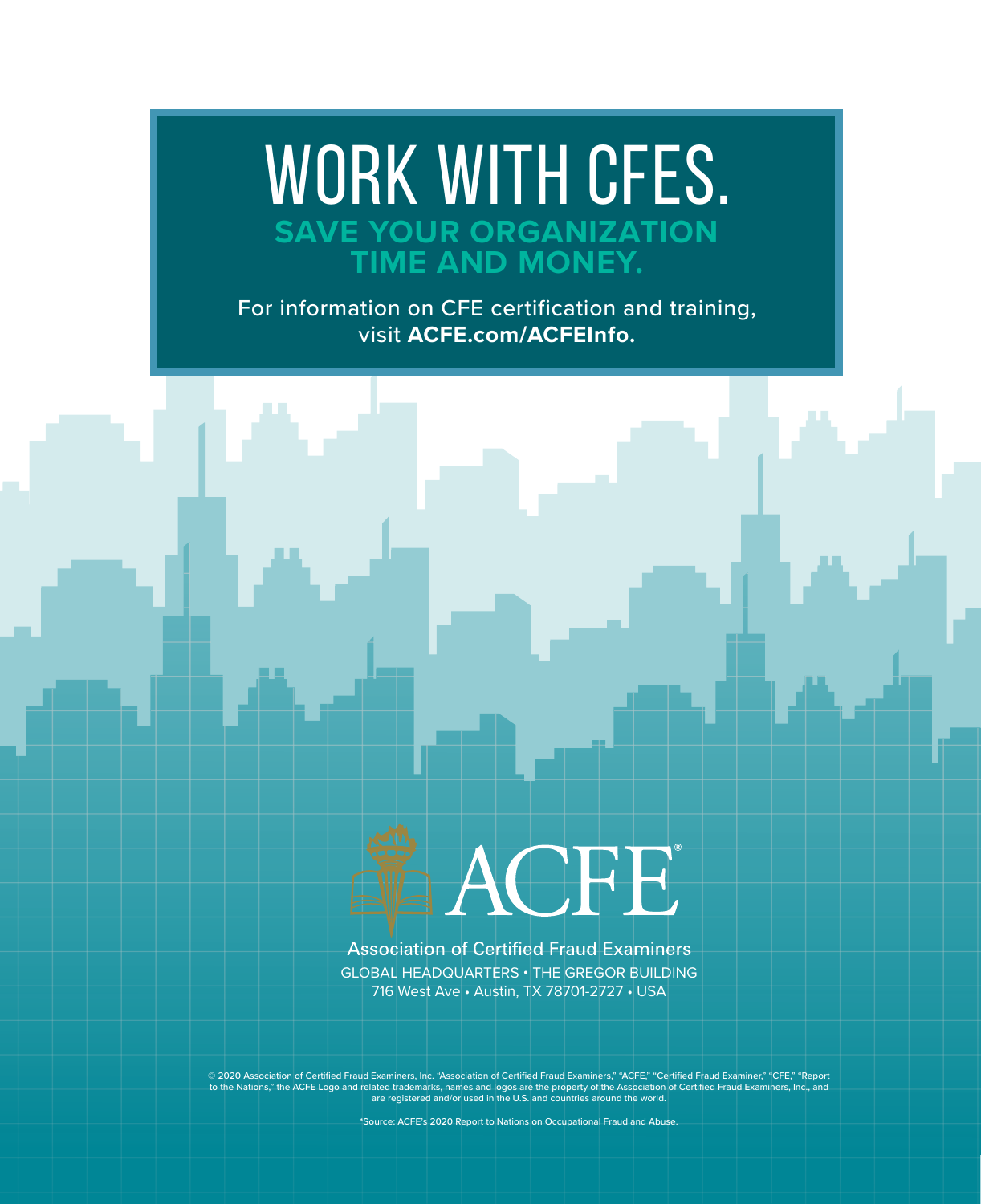# WORK WITH CFES.

## SAVE YOUR ORGANIZATION TIME AND MONEY.

For information on CFE certification and training, visit **ACFE.com/ACFEInfo.**

ACFE®

Association of Certified Fraud Examiners

GLOBAL HEADQUARTERS • THE GREGOR BUILDING

716 West Ave • Austin, TX 78701-2727 • USA

© 2020 Association of Certified Fraud Examiners, Inc. "Association of Certified Fraud Examiners," "ACFE," "Certified Fraud Examiner," "CFE," "Report to the Nations," the ACFE Logo and related trademarks, names and logos are the property of the Association of Certified Fraud Examiners, Inc., and are registered and/or used in the U.S. and countries around the world.

*Source: ACFE's 2020 Report to Nations on Occupational Fraud and Abuse.